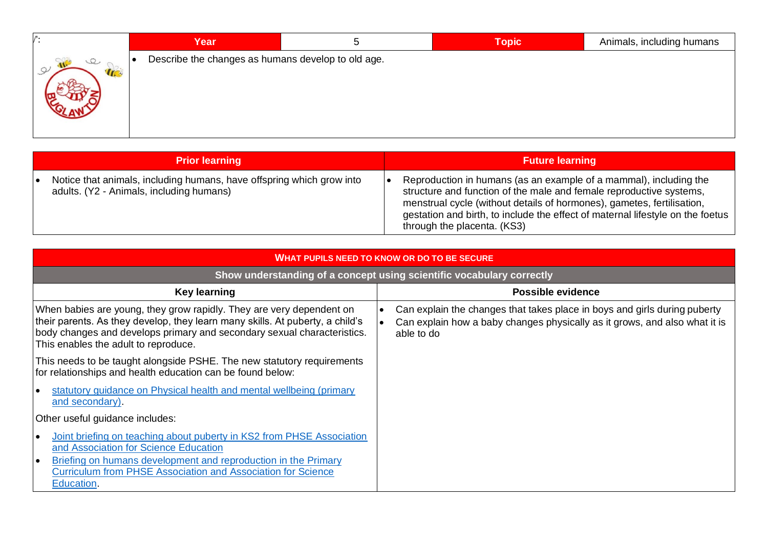| Year | 5 | Topic | Animals, including humans |
|---|---|---|---|
| • Describe the changes as humans develop to old age. | | | |

| Prior learning | Future learning |
|---|---|
| • Notice that animals, including humans, have offspring which grow into adults. (Y2 - Animals, including humans) | • Reproduction in humans (as an example of a mammal), including the structure and function of the male and female reproductive systems, menstrual cycle (without details of hormones), gametes, fertilisation, gestation and birth, to include the effect of maternal lifestyle on the foetus through the placenta. (KS3) |

| WHAT PUPILS NEED TO KNOW OR DO TO BE SECURE | |
|---|---|
| **Show understanding of a concept using scientific vocabulary correctly** | |
| **Key learning** | **Possible evidence** |
| When babies are young, they grow rapidly. They are very dependent on their parents. As they develop, they learn many skills. At puberty, a child's body changes and develops primary and secondary sexual characteristics. This enables the adult to reproduce.<br><br>This needs to be taught alongside PSHE. The new statutory requirements for relationships and health education can be found below:<br><br>• statutory guidance on Physical health and mental wellbeing (primary and secondary).<br><br>Other useful guidance includes:<br><br>• Joint briefing on teaching about puberty in KS2 from PHSE Association and Association for Science Education<br>• Briefing on humans development and reproduction in the Primary Curriculum from PHSE Association and Association for Science Education. | • Can explain the changes that takes place in boys and girls during puberty<br>• Can explain how a baby changes physically as it grows, and also what it is able to do |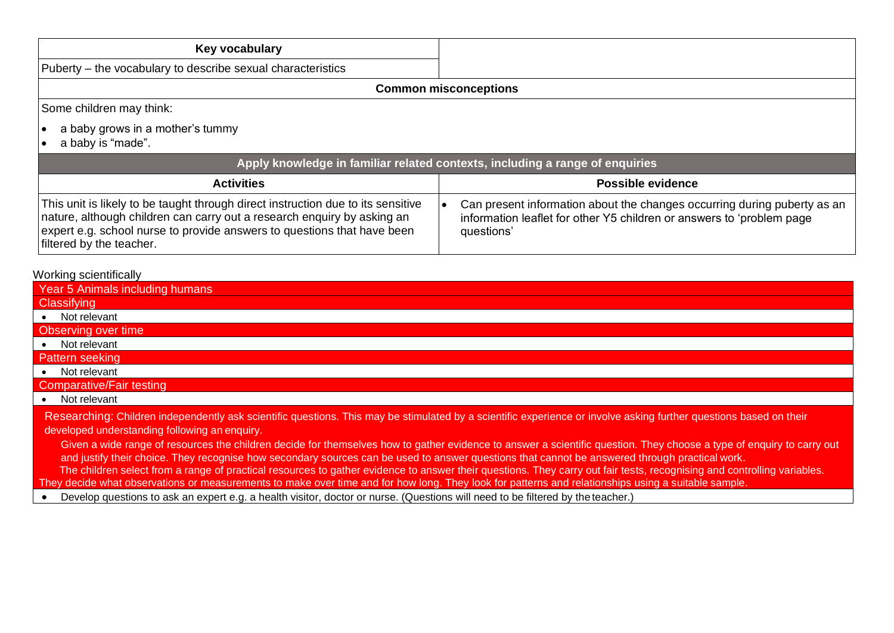| Key vocabulary | |
|---|---|
| Puberty – the vocabulary to describe sexual characteristics | |

**Common misconceptions**

Some children may think:

- a baby grows in a mother's tummy
- a baby is "made".

**Apply knowledge in familiar related contexts, including a range of enquiries**

| Activities | Possible evidence |
|---|---|
| This unit is likely to be taught through direct instruction due to its sensitive nature, although children can carry out a research enquiry by asking an expert e.g. school nurse to provide answers to questions that have been filtered by the teacher. | • Can present information about the changes occurring during puberty as an information leaflet for other Y5 children or answers to 'problem page questions' |

Working scientifically

**Year 5 Animals including humans**

**Classifying**

- Not relevant

**Observing over time**

- Not relevant

**Pattern seeking**

- Not relevant

**Comparative/Fair testing**

- Not relevant

**Researching:** Children independently ask scientific questions. This may be stimulated by a scientific experience or involve asking further questions based on their developed understanding following an enquiry.

Given a wide range of resources the children decide for themselves how to gather evidence to answer a scientific question. They choose a type of enquiry to carry out and justify their choice. They recognise how secondary sources can be used to answer questions that cannot be answered through practical work.

The children select from a range of practical resources to gather evidence to answer their questions. They carry out fair tests, recognising and controlling variables. They decide what observations or measurements to make over time and for how long. They look for patterns and relationships using a suitable sample.

- Develop questions to ask an expert e.g. a health visitor, doctor or nurse. (Questions will need to be filtered by the teacher.)